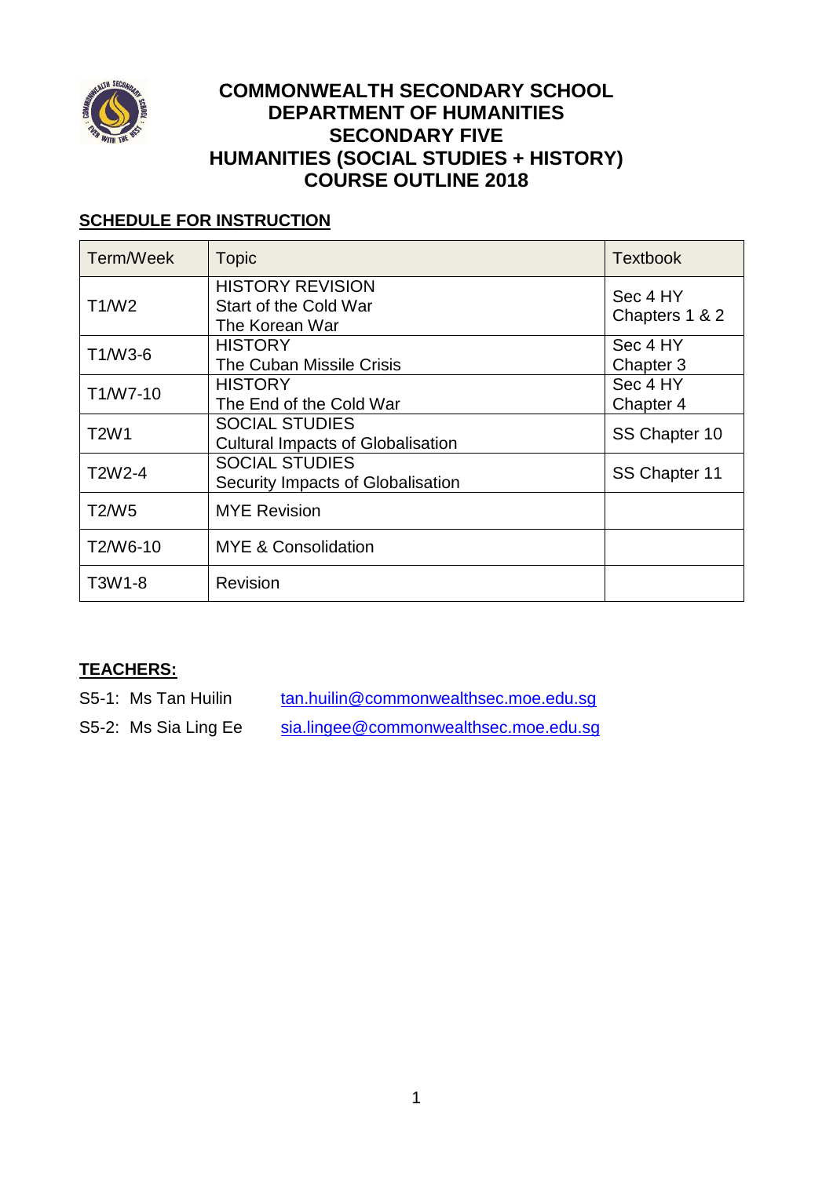# COMMONWEALTH SECONDARY SCHOOL
# DEPARTMENT OF HUMANITIES
# SECONDARY FIVE
# HUMANITIES (SOCIAL STUDIES + HISTORY)
# COURSE OUTLINE 2018

## SCHEDULE FOR INSTRUCTION

| Term/Week | Topic | Textbook |
|---|---|---|
| T1/W2 | HISTORY REVISION<br>Start of the Cold War<br>The Korean War | Sec 4 HY<br>Chapters 1 & 2 |
| T1/W3-6 | HISTORY<br>The Cuban Missile Crisis | Sec 4 HY<br>Chapter 3 |
| T1/W7-10 | HISTORY<br>The End of the Cold War | Sec 4 HY<br>Chapter 4 |
| T2W1 | SOCIAL STUDIES<br>Cultural Impacts of Globalisation | SS Chapter 10 |
| T2W2-4 | SOCIAL STUDIES<br>Security Impacts of Globalisation | SS Chapter 11 |
| T2/W5 | MYE Revision | |
| T2/W6-10 | MYE & Consolidation | |
| T3W1-8 | Revision | |

## TEACHERS:

S5-1: Ms Tan Huilin [tan.huilin@commonwealthsec.moe.edu.sg](mailto:tan.huilin@commonwealthsec.moe.edu.sg)

S5-2: Ms Sia Ling Ee [sia.lingee@commonwealthsec.moe.edu.sg](mailto:sia.lingee@commonwealthsec.moe.edu.sg)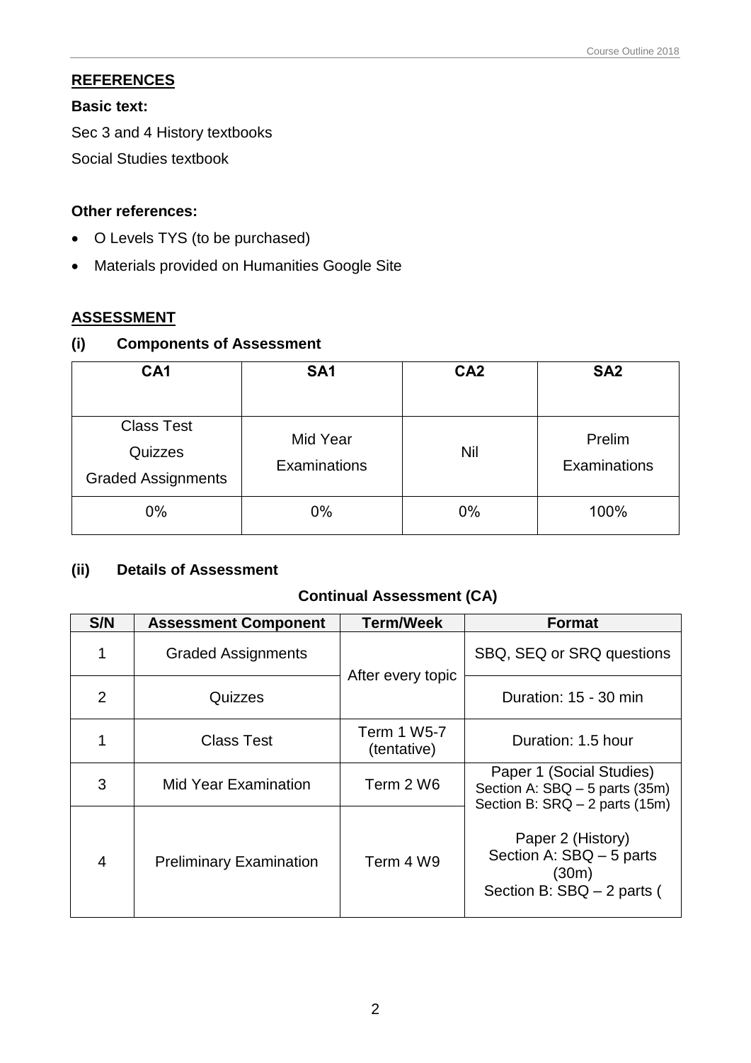## REFERENCES

**Basic text:**

Sec 3 and 4 History textbooks

Social Studies textbook

**Other references:**

- O Levels TYS (to be purchased)
- Materials provided on Humanities Google Site

## ASSESSMENT

### (i) Components of Assessment

| CA1 | SA1 | CA2 | SA2 |
|---|---|---|---|
| Class Test<br>Quizzes<br>Graded Assignments | Mid Year Examinations | Nil | Prelim Examinations |
| 0% | 0% | 0% | 100% |

### (ii) Details of Assessment

**Continual Assessment (CA)**

| S/N | Assessment Component | Term/Week | Format |
|---|---|---|---|
| 1 | Graded Assignments | After every topic | SBQ, SEQ or SRQ questions |
| 2 | Quizzes | | Duration: 15 - 30 min |
| 1 | Class Test | Term 1 W5-7 (tentative) | Duration: 1.5 hour |
| 3 | Mid Year Examination | Term 2 W6 | Paper 1 (Social Studies)<br>Section A: SBQ – 5 parts (35m)<br>Section B: SRQ – 2 parts (15m)<br><br>Paper 2 (History)<br>Section A: SBQ – 5 parts (30m)<br>Section B: SBQ – 2 parts ( |
| 4 | Preliminary Examination | Term 4 W9 | |